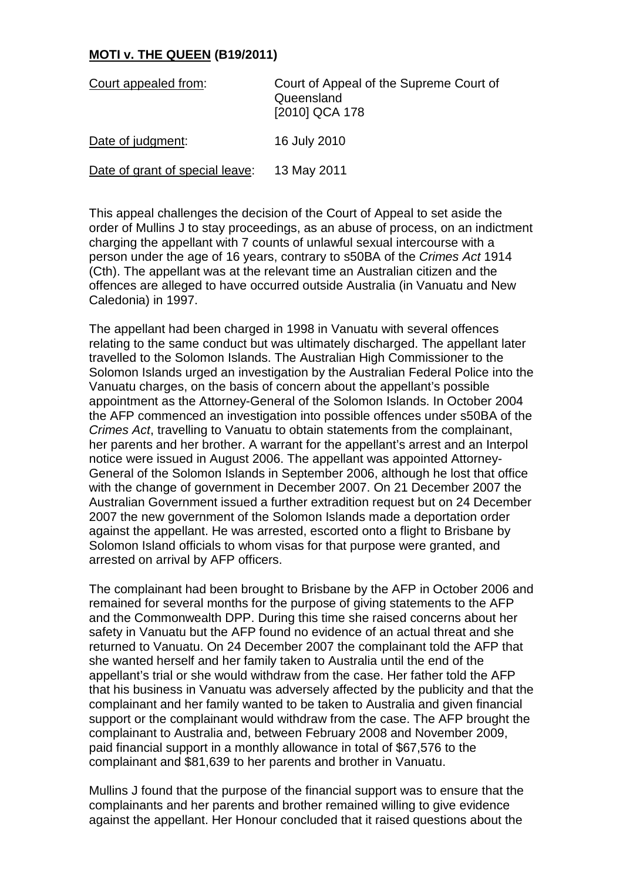**MOTI v. THE QUEEN (B19/2011)**

| Court appealed from: | Court of Appeal of the Supreme Court of Queensland [2010] QCA 178 |
| --- | --- |
| Date of judgment: | 16 July 2010 |
| Date of grant of special leave: | 13 May 2011 |

This appeal challenges the decision of the Court of Appeal to set aside the order of Mullins J to stay proceedings, as an abuse of process, on an indictment charging the appellant with 7 counts of unlawful sexual intercourse with a person under the age of 16 years, contrary to s50BA of the *Crimes Act* 1914 (Cth). The appellant was at the relevant time an Australian citizen and the offences are alleged to have occurred outside Australia (in Vanuatu and New Caledonia) in 1997.

The appellant had been charged in 1998 in Vanuatu with several offences relating to the same conduct but was ultimately discharged. The appellant later travelled to the Solomon Islands. The Australian High Commissioner to the Solomon Islands urged an investigation by the Australian Federal Police into the Vanuatu charges, on the basis of concern about the appellant's possible appointment as the Attorney-General of the Solomon Islands. In October 2004 the AFP commenced an investigation into possible offences under s50BA of the *Crimes Act*, travelling to Vanuatu to obtain statements from the complainant, her parents and her brother. A warrant for the appellant's arrest and an Interpol notice were issued in August 2006. The appellant was appointed Attorney-General of the Solomon Islands in September 2006, although he lost that office with the change of government in December 2007. On 21 December 2007 the Australian Government issued a further extradition request but on 24 December 2007 the new government of the Solomon Islands made a deportation order against the appellant. He was arrested, escorted onto a flight to Brisbane by Solomon Island officials to whom visas for that purpose were granted, and arrested on arrival by AFP officers.

The complainant had been brought to Brisbane by the AFP in October 2006 and remained for several months for the purpose of giving statements to the AFP and the Commonwealth DPP. During this time she raised concerns about her safety in Vanuatu but the AFP found no evidence of an actual threat and she returned to Vanuatu. On 24 December 2007 the complainant told the AFP that she wanted herself and her family taken to Australia until the end of the appellant's trial or she would withdraw from the case. Her father told the AFP that his business in Vanuatu was adversely affected by the publicity and that the complainant and her family wanted to be taken to Australia and given financial support or the complainant would withdraw from the case. The AFP brought the complainant to Australia and, between February 2008 and November 2009, paid financial support in a monthly allowance in total of $67,576 to the complainant and $81,639 to her parents and brother in Vanuatu.

Mullins J found that the purpose of the financial support was to ensure that the complainants and her parents and brother remained willing to give evidence against the appellant. Her Honour concluded that it raised questions about the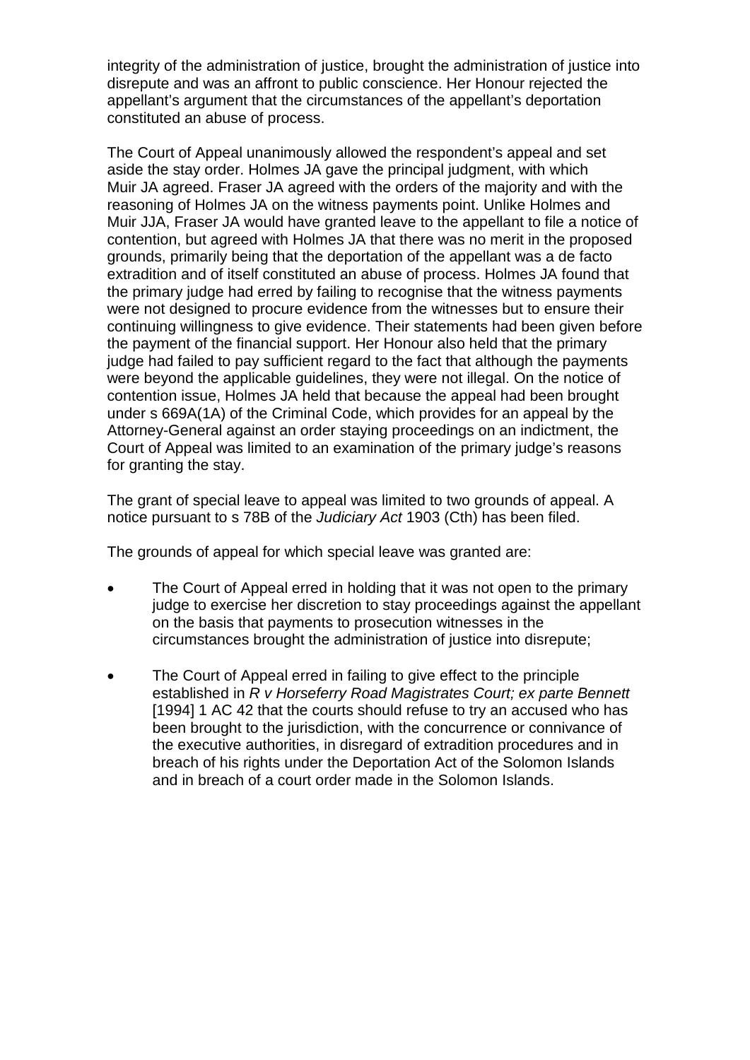integrity of the administration of justice, brought the administration of justice into disrepute and was an affront to public conscience. Her Honour rejected the appellant's argument that the circumstances of the appellant's deportation constituted an abuse of process.

The Court of Appeal unanimously allowed the respondent's appeal and set aside the stay order. Holmes JA gave the principal judgment, with which Muir JA agreed. Fraser JA agreed with the orders of the majority and with the reasoning of Holmes JA on the witness payments point. Unlike Holmes and Muir JJA, Fraser JA would have granted leave to the appellant to file a notice of contention, but agreed with Holmes JA that there was no merit in the proposed grounds, primarily being that the deportation of the appellant was a de facto extradition and of itself constituted an abuse of process. Holmes JA found that the primary judge had erred by failing to recognise that the witness payments were not designed to procure evidence from the witnesses but to ensure their continuing willingness to give evidence. Their statements had been given before the payment of the financial support. Her Honour also held that the primary judge had failed to pay sufficient regard to the fact that although the payments were beyond the applicable guidelines, they were not illegal. On the notice of contention issue, Holmes JA held that because the appeal had been brought under s 669A(1A) of the Criminal Code, which provides for an appeal by the Attorney-General against an order staying proceedings on an indictment, the Court of Appeal was limited to an examination of the primary judge's reasons for granting the stay.

The grant of special leave to appeal was limited to two grounds of appeal. A notice pursuant to s 78B of the *Judiciary Act* 1903 (Cth) has been filed.

The grounds of appeal for which special leave was granted are:

- The Court of Appeal erred in holding that it was not open to the primary judge to exercise her discretion to stay proceedings against the appellant on the basis that payments to prosecution witnesses in the circumstances brought the administration of justice into disrepute;
- The Court of Appeal erred in failing to give effect to the principle established in *R v Horseferry Road Magistrates Court; ex parte Bennett* [1994] 1 AC 42 that the courts should refuse to try an accused who has been brought to the jurisdiction, with the concurrence or connivance of the executive authorities, in disregard of extradition procedures and in breach of his rights under the Deportation Act of the Solomon Islands and in breach of a court order made in the Solomon Islands.